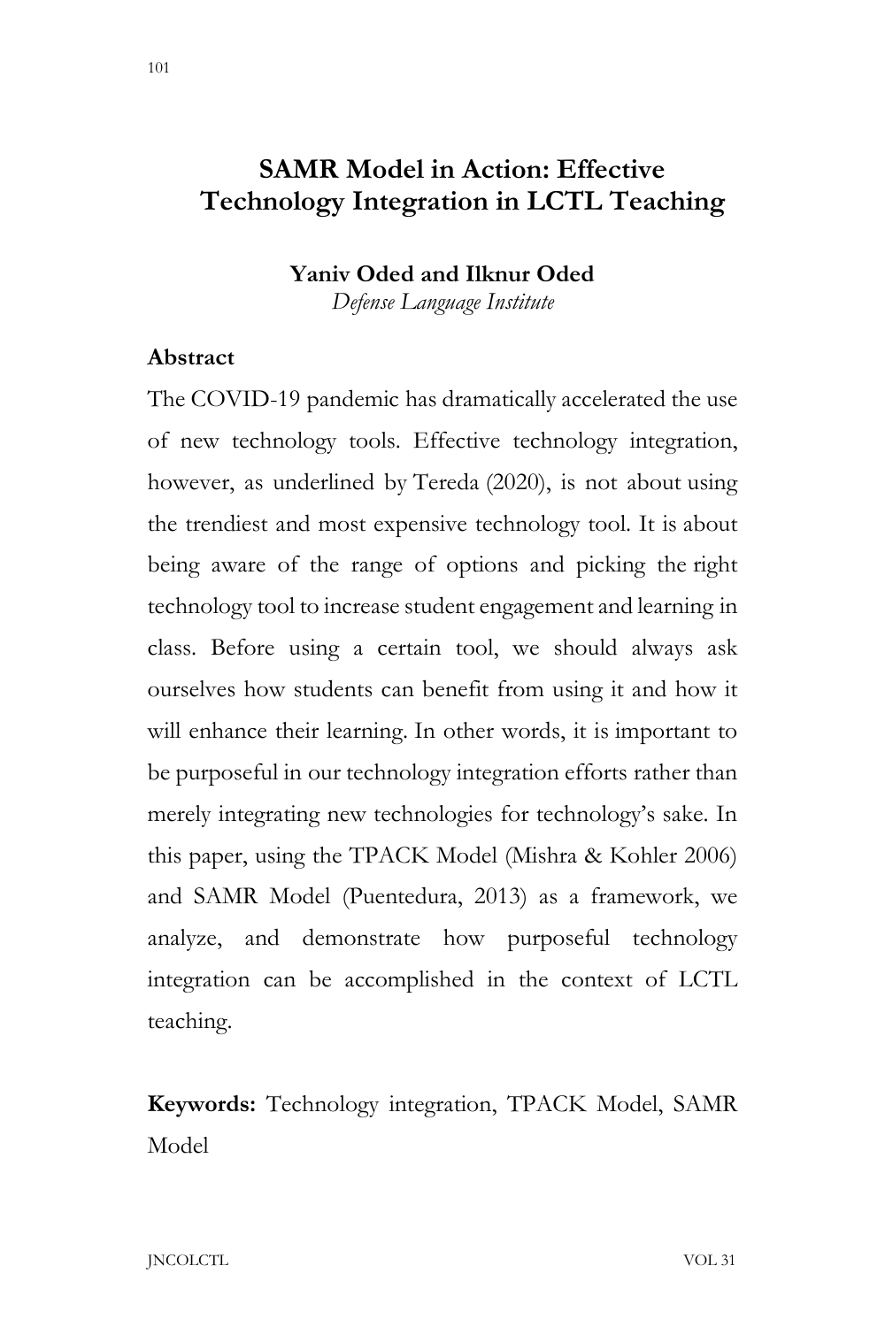# SAMR Model in Action: Effective Technology Integration in LCTL Teaching

**Yaniv Oded and Ilknur Oded**
*Defense Language Institute*

## Abstract

The COVID-19 pandemic has dramatically accelerated the use of new technology tools. Effective technology integration, however, as underlined by Tereda (2020), is not about using the trendiest and most expensive technology tool. It is about being aware of the range of options and picking the right technology tool to increase student engagement and learning in class. Before using a certain tool, we should always ask ourselves how students can benefit from using it and how it will enhance their learning. In other words, it is important to be purposeful in our technology integration efforts rather than merely integrating new technologies for technology's sake. In this paper, using the TPACK Model (Mishra & Kohler 2006) and SAMR Model (Puentedura, 2013) as a framework, we analyze, and demonstrate how purposeful technology integration can be accomplished in the context of LCTL teaching.

**Keywords:** Technology integration, TPACK Model, SAMR Model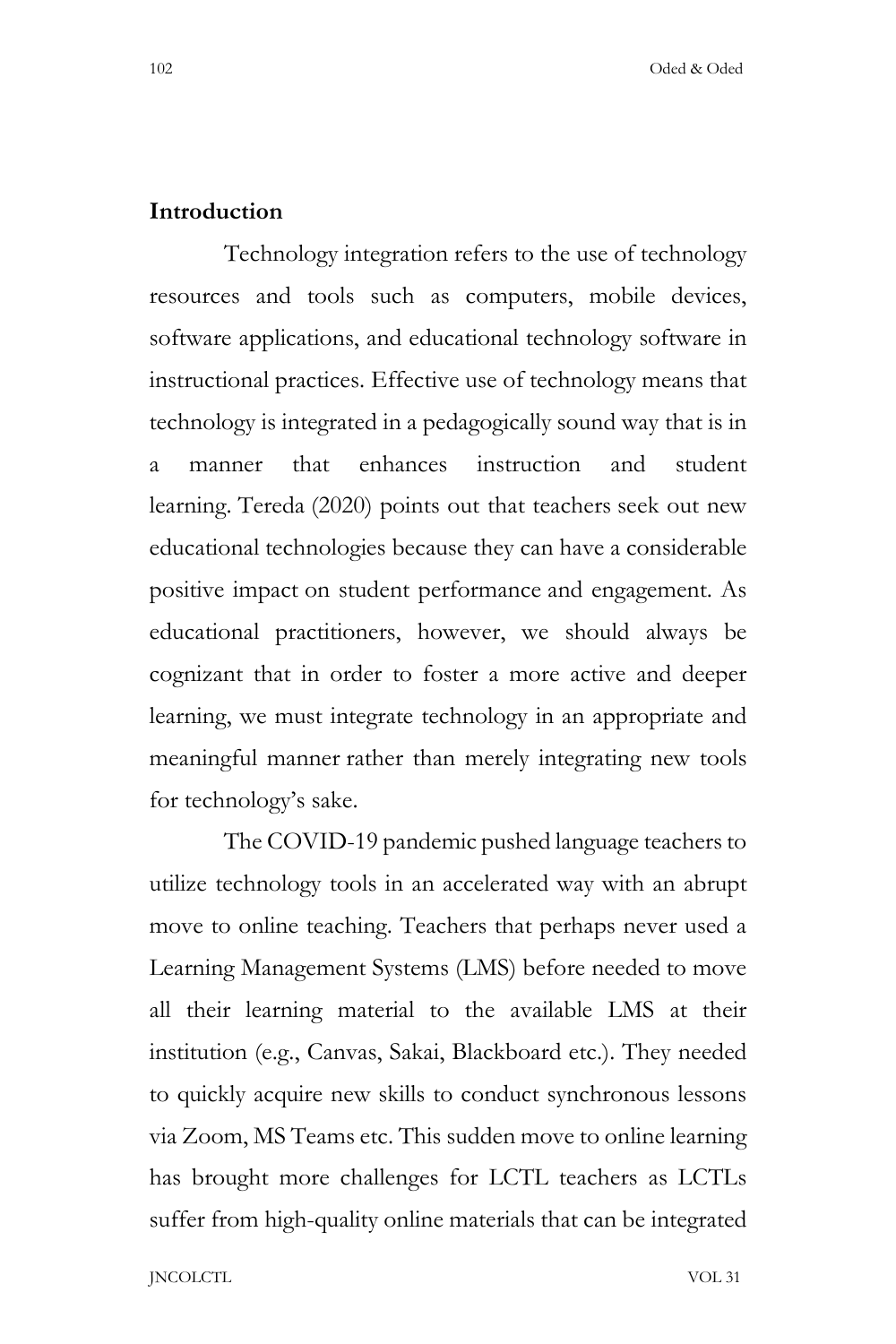## Introduction

Technology integration refers to the use of technology resources and tools such as computers, mobile devices, software applications, and educational technology software in instructional practices. Effective use of technology means that technology is integrated in a pedagogically sound way that is in a manner that enhances instruction and student learning. Tereda (2020) points out that teachers seek out new educational technologies because they can have a considerable positive impact on student performance and engagement. As educational practitioners, however, we should always be cognizant that in order to foster a more active and deeper learning, we must integrate technology in an appropriate and meaningful manner rather than merely integrating new tools for technology's sake.

The COVID-19 pandemic pushed language teachers to utilize technology tools in an accelerated way with an abrupt move to online teaching. Teachers that perhaps never used a Learning Management Systems (LMS) before needed to move all their learning material to the available LMS at their institution (e.g., Canvas, Sakai, Blackboard etc.). They needed to quickly acquire new skills to conduct synchronous lessons via Zoom, MS Teams etc. This sudden move to online learning has brought more challenges for LCTL teachers as LCTLs suffer from high-quality online materials that can be integrated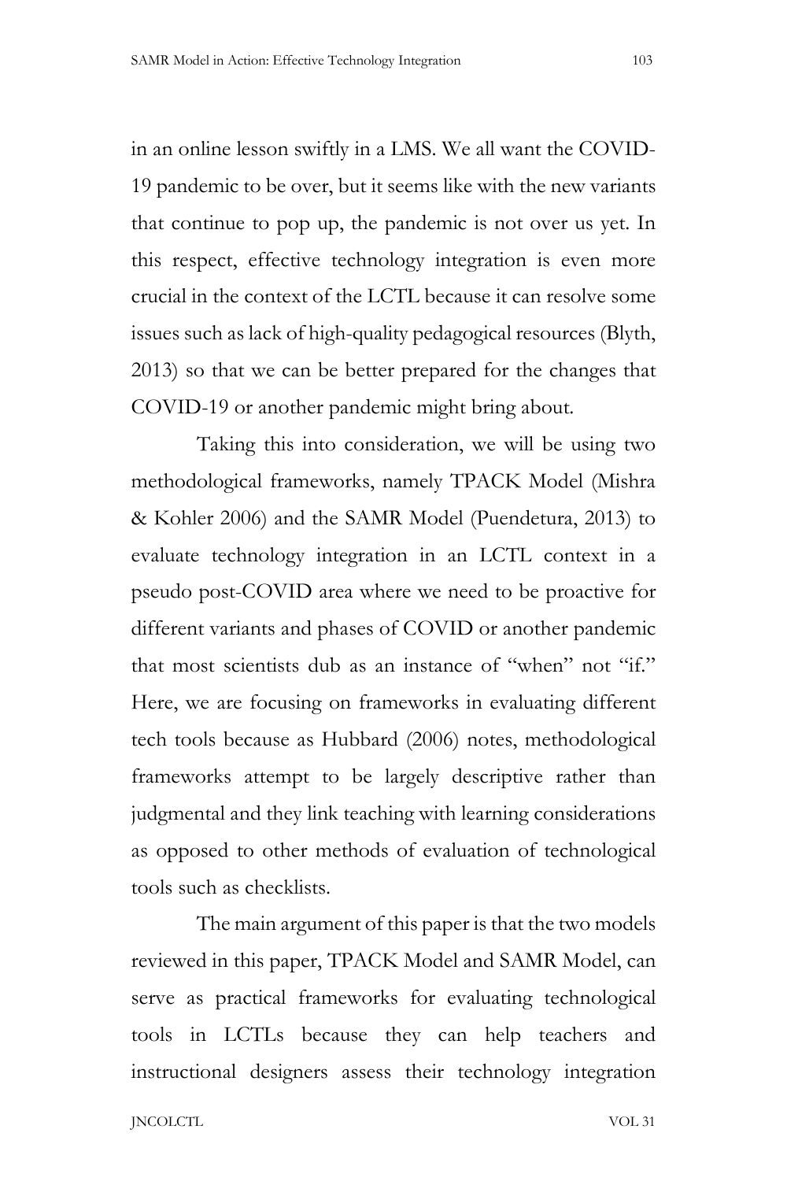in an online lesson swiftly in a LMS. We all want the COVID-19 pandemic to be over, but it seems like with the new variants that continue to pop up, the pandemic is not over us yet. In this respect, effective technology integration is even more crucial in the context of the LCTL because it can resolve some issues such as lack of high-quality pedagogical resources (Blyth, 2013) so that we can be better prepared for the changes that COVID-19 or another pandemic might bring about.

Taking this into consideration, we will be using two methodological frameworks, namely TPACK Model (Mishra & Kohler 2006) and the SAMR Model (Puendetura, 2013) to evaluate technology integration in an LCTL context in a pseudo post-COVID area where we need to be proactive for different variants and phases of COVID or another pandemic that most scientists dub as an instance of "when" not "if." Here, we are focusing on frameworks in evaluating different tech tools because as Hubbard (2006) notes, methodological frameworks attempt to be largely descriptive rather than judgmental and they link teaching with learning considerations as opposed to other methods of evaluation of technological tools such as checklists.

The main argument of this paper is that the two models reviewed in this paper, TPACK Model and SAMR Model, can serve as practical frameworks for evaluating technological tools in LCTLs because they can help teachers and instructional designers assess their technology integration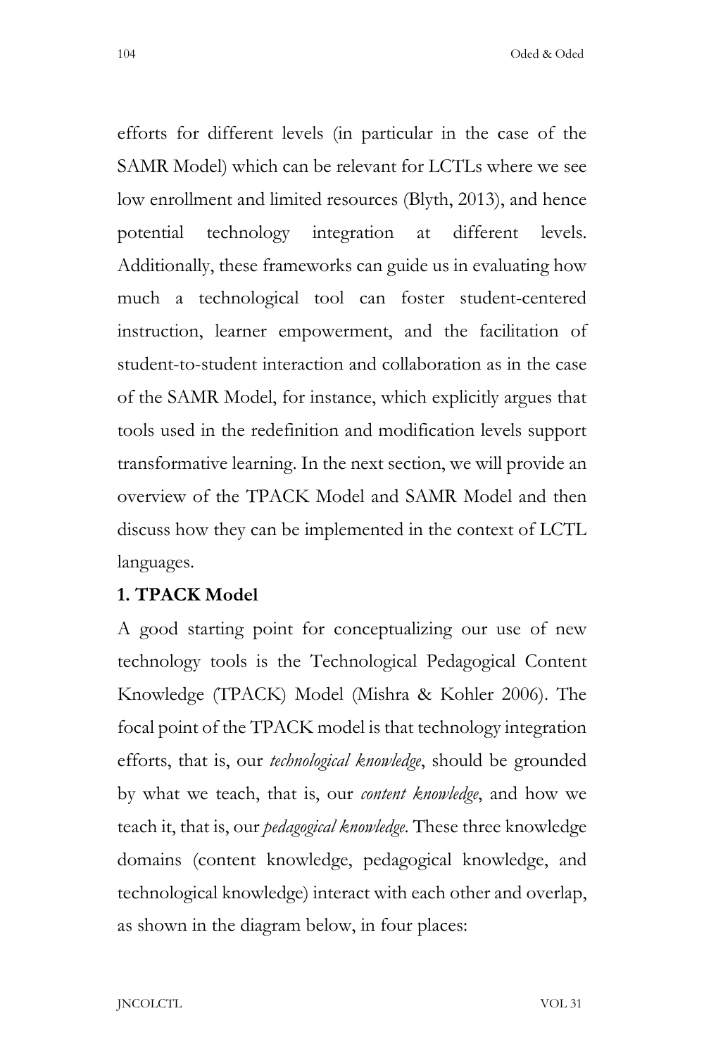efforts for different levels (in particular in the case of the SAMR Model) which can be relevant for LCTLs where we see low enrollment and limited resources (Blyth, 2013), and hence potential technology integration at different levels. Additionally, these frameworks can guide us in evaluating how much a technological tool can foster student-centered instruction, learner empowerment, and the facilitation of student-to-student interaction and collaboration as in the case of the SAMR Model, for instance, which explicitly argues that tools used in the redefinition and modification levels support transformative learning. In the next section, we will provide an overview of the TPACK Model and SAMR Model and then discuss how they can be implemented in the context of LCTL languages.

**1. TPACK Model**

A good starting point for conceptualizing our use of new technology tools is the Technological Pedagogical Content Knowledge (TPACK) Model (Mishra & Kohler 2006). The focal point of the TPACK model is that technology integration efforts, that is, our *technological knowledge*, should be grounded by what we teach, that is, our *content knowledge*, and how we teach it, that is, our *pedagogical knowledge*. These three knowledge domains (content knowledge, pedagogical knowledge, and technological knowledge) interact with each other and overlap, as shown in the diagram below, in four places: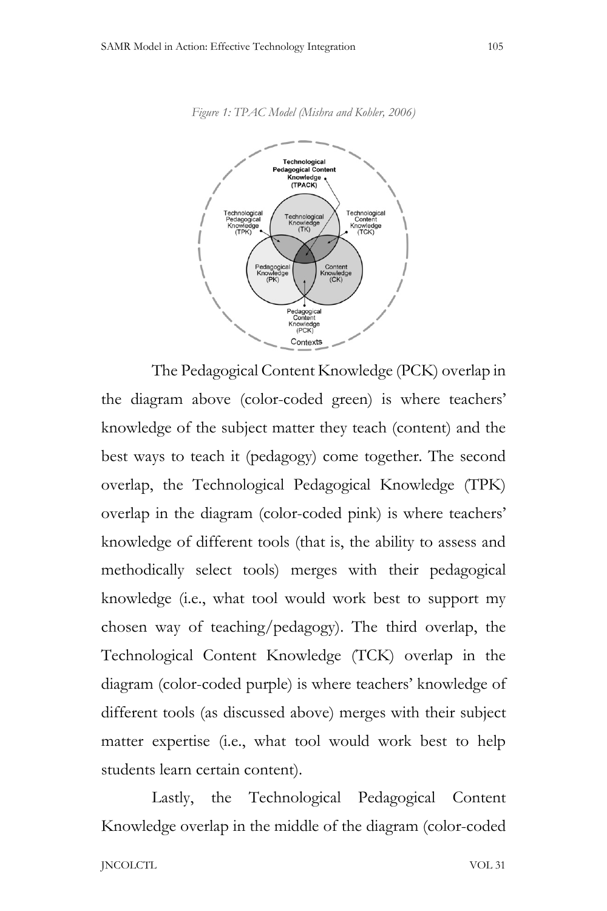*Figure 1: TPAC Model (Mishra and Kohler, 2006)*

Technological Pedagogical Content Knowledge (TPACK)

Technological Pedagogical Knowledge (TPK)

Technological Knowledge (TK)

Technological Content Knowledge (TCK)

Pedagogical Knowledge (PK)

Content Knowledge (CK)

Pedagogical Content Knowledge (PCK)

Contexts

The Pedagogical Content Knowledge (PCK) overlap in the diagram above (color-coded green) is where teachers' knowledge of the subject matter they teach (content) and the best ways to teach it (pedagogy) come together. The second overlap, the Technological Pedagogical Knowledge (TPK) overlap in the diagram (color-coded pink) is where teachers' knowledge of different tools (that is, the ability to assess and methodically select tools) merges with their pedagogical knowledge (i.e., what tool would work best to support my chosen way of teaching/pedagogy). The third overlap, the Technological Content Knowledge (TCK) overlap in the diagram (color-coded purple) is where teachers' knowledge of different tools (as discussed above) merges with their subject matter expertise (i.e., what tool would work best to help students learn certain content).

Lastly, the Technological Pedagogical Content Knowledge overlap in the middle of the diagram (color-coded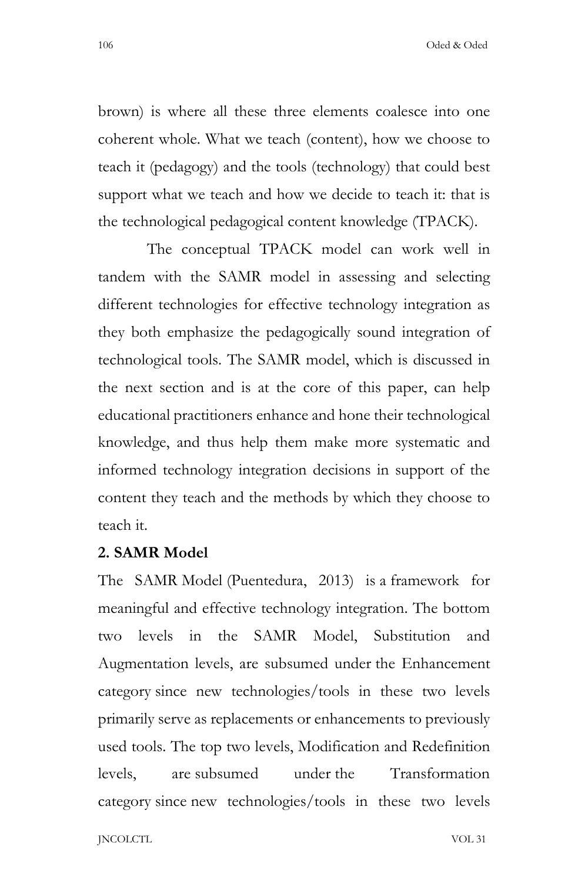brown) is where all these three elements coalesce into one coherent whole. What we teach (content), how we choose to teach it (pedagogy) and the tools (technology) that could best support what we teach and how we decide to teach it: that is the technological pedagogical content knowledge (TPACK).

The conceptual TPACK model can work well in tandem with the SAMR model in assessing and selecting different technologies for effective technology integration as they both emphasize the pedagogically sound integration of technological tools. The SAMR model, which is discussed in the next section and is at the core of this paper, can help educational practitioners enhance and hone their technological knowledge, and thus help them make more systematic and informed technology integration decisions in support of the content they teach and the methods by which they choose to teach it.

## 2. SAMR Model

The SAMR Model (Puentedura, 2013) is a framework for meaningful and effective technology integration. The bottom two levels in the SAMR Model, Substitution and Augmentation levels, are subsumed under the Enhancement category since new technologies/tools in these two levels primarily serve as replacements or enhancements to previously used tools. The top two levels, Modification and Redefinition levels, are subsumed under the Transformation category since new technologies/tools in these two levels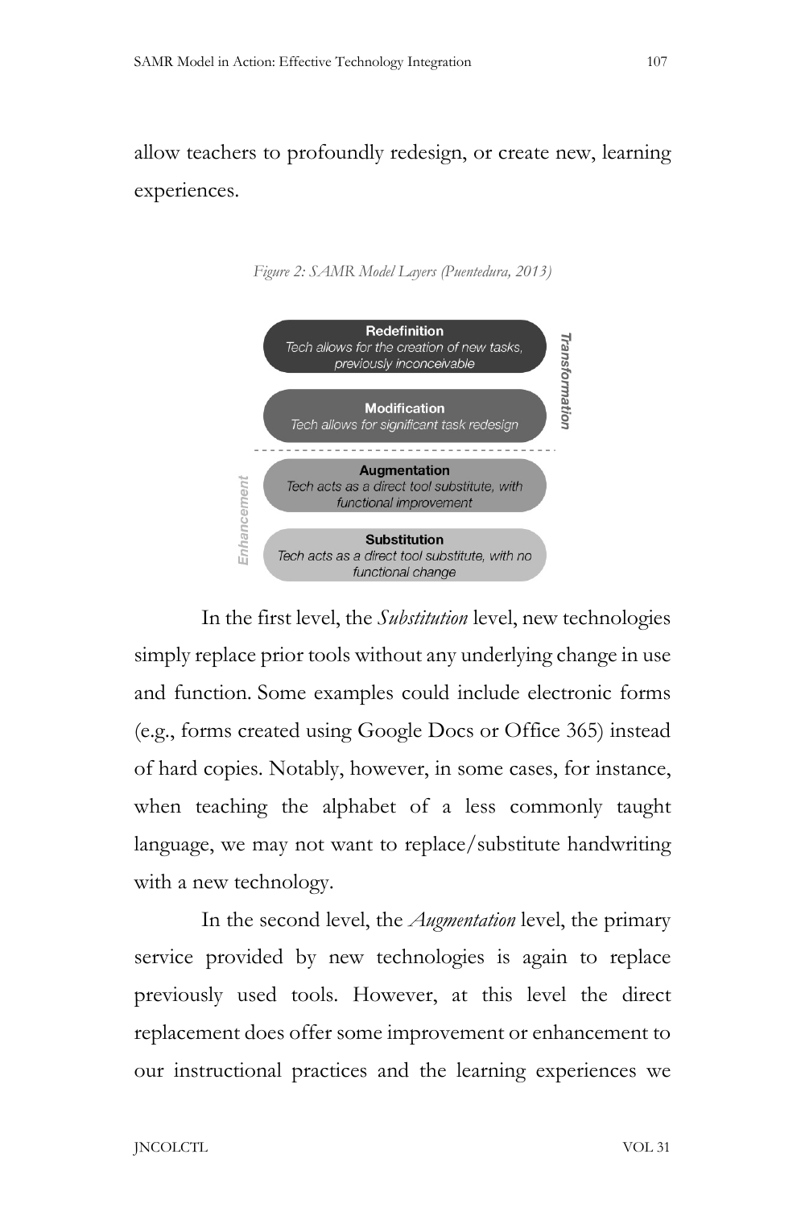allow teachers to profoundly redesign, or create new, learning experiences.

*Figure 2: SAMR Model Layers (Puentedura, 2013)*

*Transformation*

**Redefinition**
*Tech allows for the creation of new tasks, previously inconceivable*

**Modification**
*Tech allows for significant task redesign*

*Enhancement*

**Augmentation**
*Tech acts as a direct tool substitute, with functional improvement*

**Substitution**
*Tech acts as a direct tool substitute, with no functional change*

In the first level, the *Substitution* level, new technologies simply replace prior tools without any underlying change in use and function. Some examples could include electronic forms (e.g., forms created using Google Docs or Office 365) instead of hard copies. Notably, however, in some cases, for instance, when teaching the alphabet of a less commonly taught language, we may not want to replace/substitute handwriting with a new technology.

In the second level, the *Augmentation* level, the primary service provided by new technologies is again to replace previously used tools. However, at this level the direct replacement does offer some improvement or enhancement to our instructional practices and the learning experiences we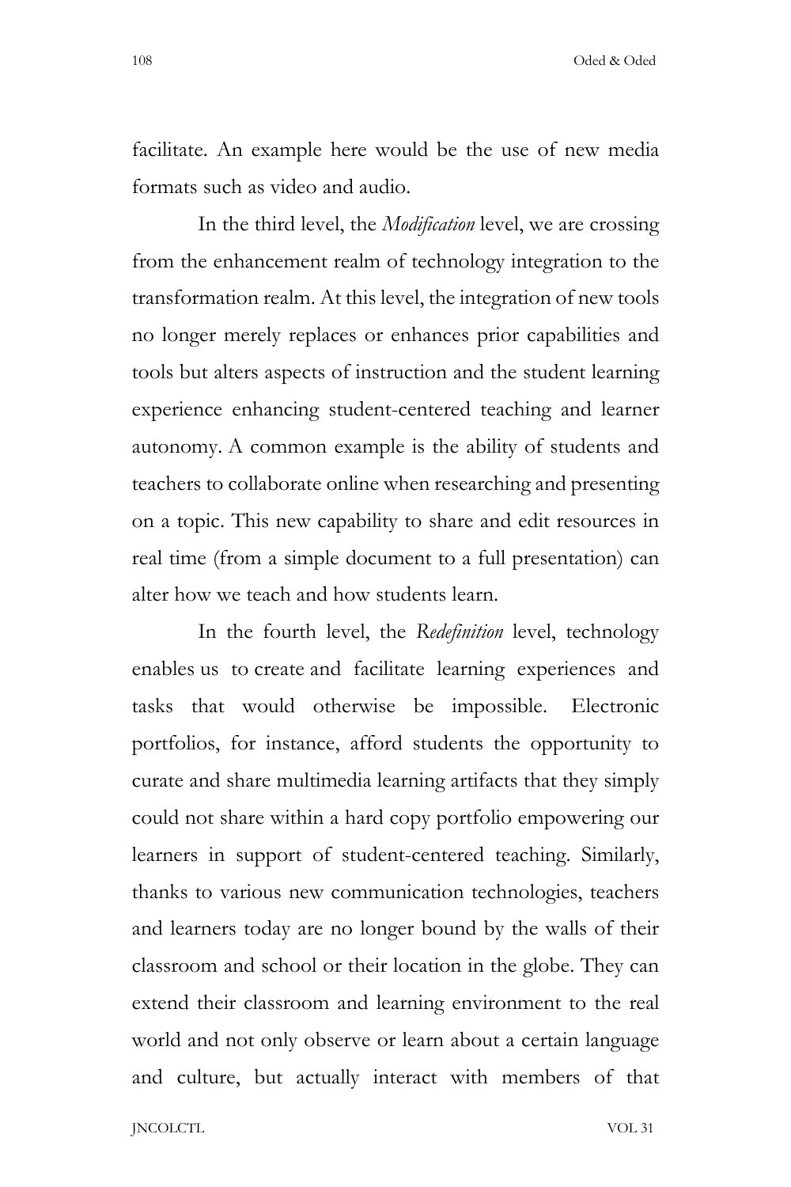facilitate. An example here would be the use of new media formats such as video and audio.

In the third level, the *Modification* level, we are crossing from the enhancement realm of technology integration to the transformation realm. At this level, the integration of new tools no longer merely replaces or enhances prior capabilities and tools but alters aspects of instruction and the student learning experience enhancing student-centered teaching and learner autonomy. A common example is the ability of students and teachers to collaborate online when researching and presenting on a topic. This new capability to share and edit resources in real time (from a simple document to a full presentation) can alter how we teach and how students learn.

In the fourth level, the *Redefinition* level, technology enables us to create and facilitate learning experiences and tasks that would otherwise be impossible. Electronic portfolios, for instance, afford students the opportunity to curate and share multimedia learning artifacts that they simply could not share within a hard copy portfolio empowering our learners in support of student-centered teaching. Similarly, thanks to various new communication technologies, teachers and learners today are no longer bound by the walls of their classroom and school or their location in the globe. They can extend their classroom and learning environment to the real world and not only observe or learn about a certain language and culture, but actually interact with members of that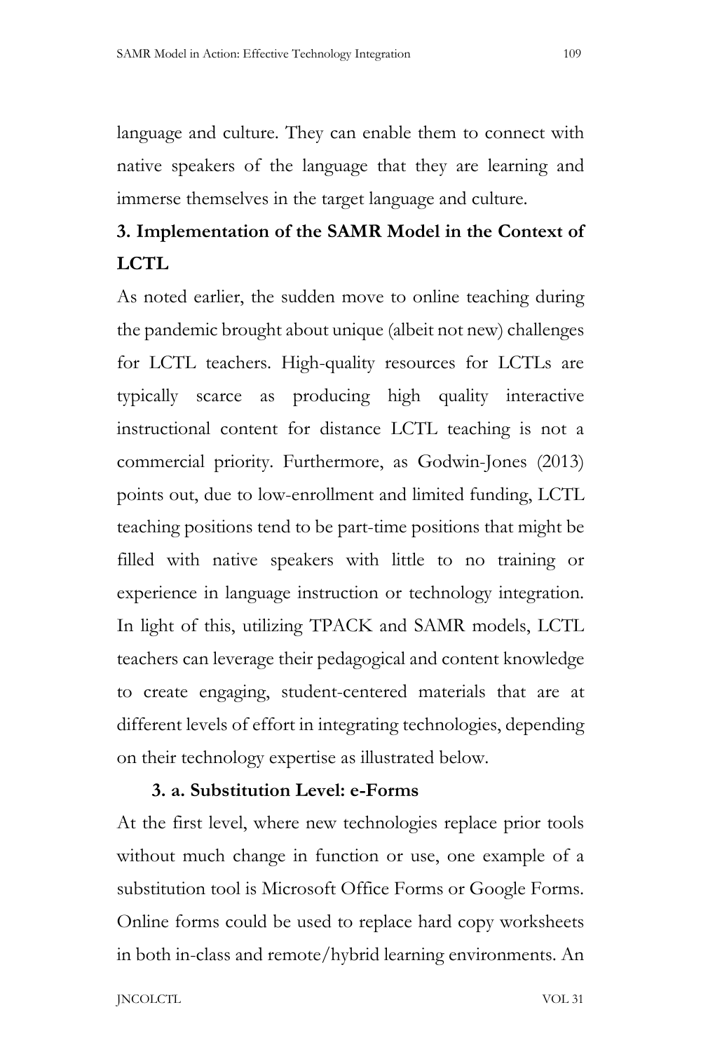language and culture. They can enable them to connect with native speakers of the language that they are learning and immerse themselves in the target language and culture.

## 3. Implementation of the SAMR Model in the Context of LCTL

As noted earlier, the sudden move to online teaching during the pandemic brought about unique (albeit not new) challenges for LCTL teachers. High-quality resources for LCTLs are typically scarce as producing high quality interactive instructional content for distance LCTL teaching is not a commercial priority. Furthermore, as Godwin-Jones (2013) points out, due to low-enrollment and limited funding, LCTL teaching positions tend to be part-time positions that might be filled with native speakers with little to no training or experience in language instruction or technology integration. In light of this, utilizing TPACK and SAMR models, LCTL teachers can leverage their pedagogical and content knowledge to create engaging, student-centered materials that are at different levels of effort in integrating technologies, depending on their technology expertise as illustrated below.

### 3. a. Substitution Level: e-Forms

At the first level, where new technologies replace prior tools without much change in function or use, one example of a substitution tool is Microsoft Office Forms or Google Forms. Online forms could be used to replace hard copy worksheets in both in-class and remote/hybrid learning environments. An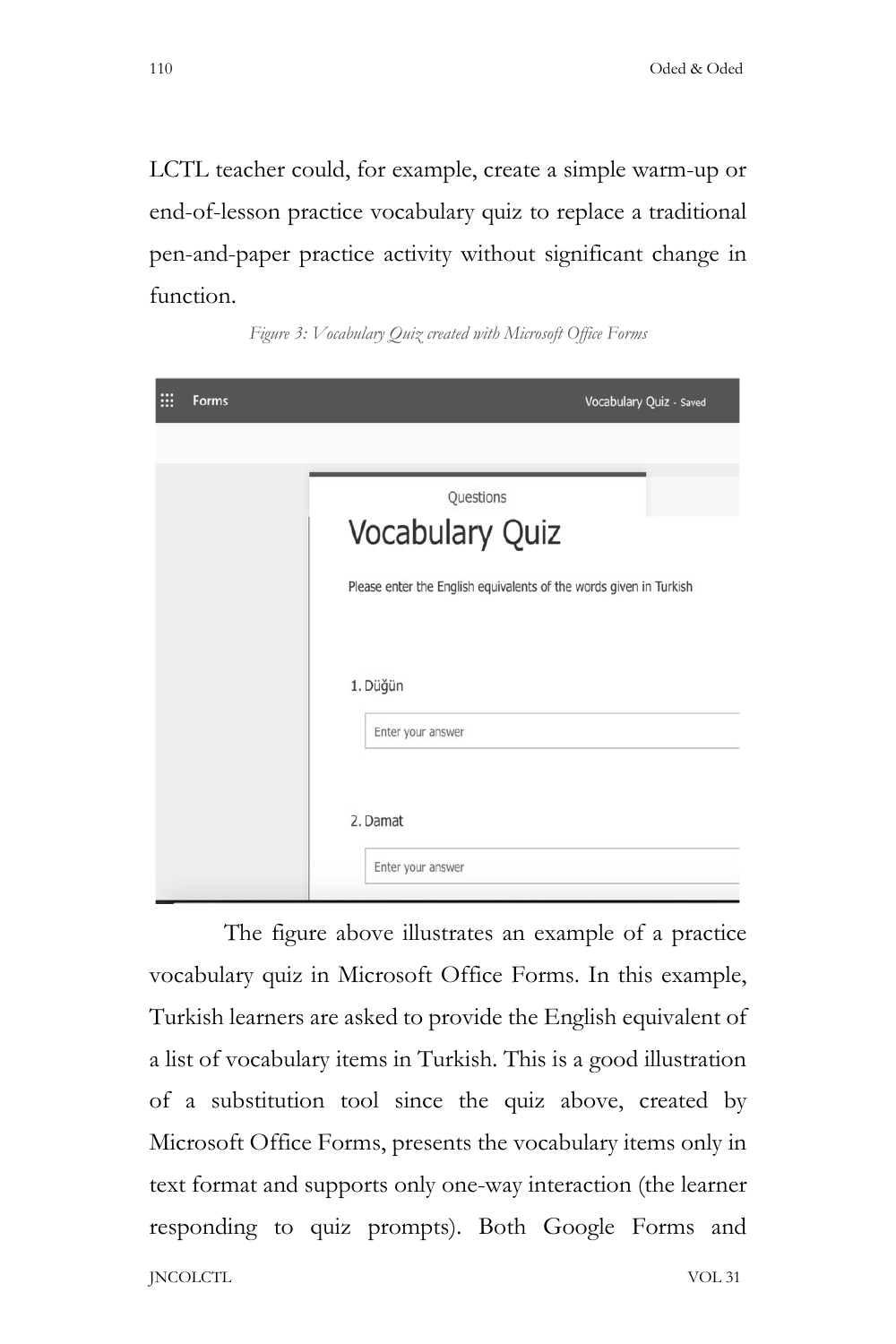LCTL teacher could, for example, create a simple warm-up or end-of-lesson practice vocabulary quiz to replace a traditional pen-and-paper practice activity without significant change in function.

*Figure 3: Vocabulary Quiz created with Microsoft Office Forms*

The figure above illustrates an example of a practice vocabulary quiz in Microsoft Office Forms. In this example, Turkish learners are asked to provide the English equivalent of a list of vocabulary items in Turkish. This is a good illustration of a substitution tool since the quiz above, created by Microsoft Office Forms, presents the vocabulary items only in text format and supports only one-way interaction (the learner responding to quiz prompts). Both Google Forms and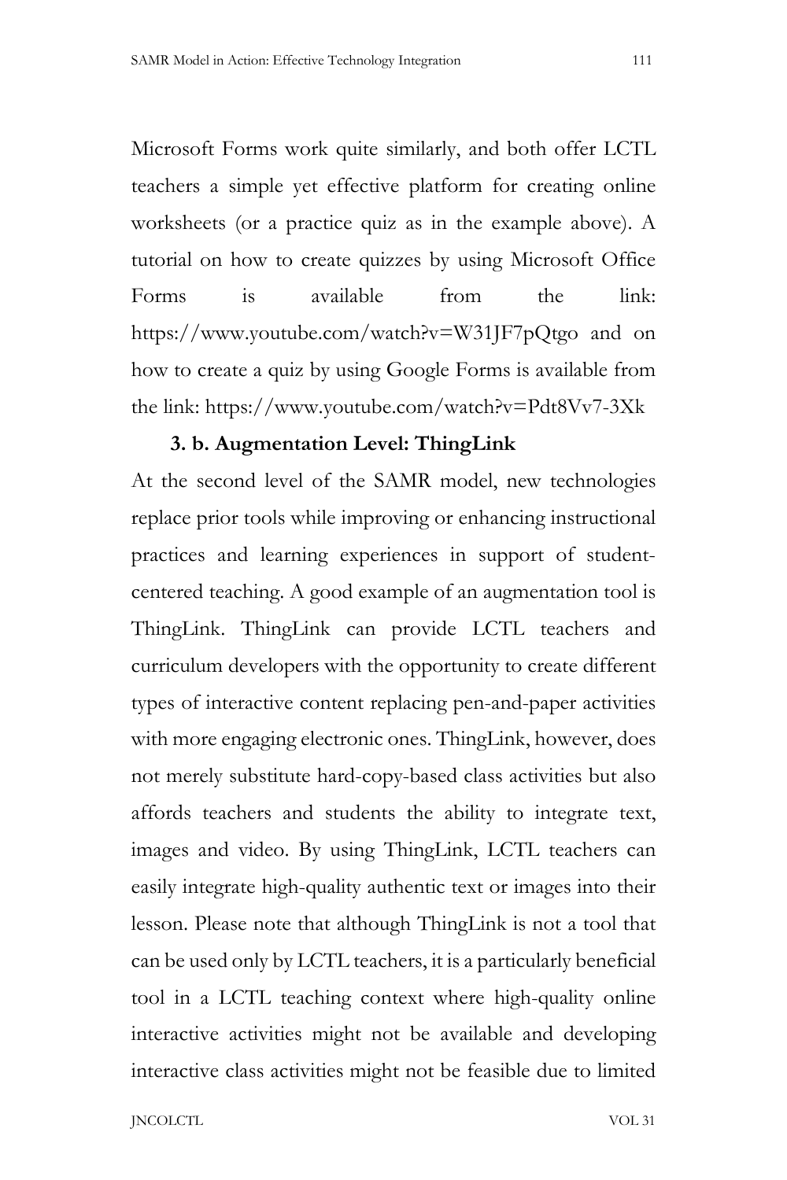Microsoft Forms work quite similarly, and both offer LCTL teachers a simple yet effective platform for creating online worksheets (or a practice quiz as in the example above). A tutorial on how to create quizzes by using Microsoft Office Forms is available from the link: https://www.youtube.com/watch?v=W31JF7pQtgo and on how to create a quiz by using Google Forms is available from the link: https://www.youtube.com/watch?v=Pdt8Vv7-3Xk

### 3. b. Augmentation Level: ThingLink

At the second level of the SAMR model, new technologies replace prior tools while improving or enhancing instructional practices and learning experiences in support of student-centered teaching. A good example of an augmentation tool is ThingLink. ThingLink can provide LCTL teachers and curriculum developers with the opportunity to create different types of interactive content replacing pen-and-paper activities with more engaging electronic ones. ThingLink, however, does not merely substitute hard-copy-based class activities but also affords teachers and students the ability to integrate text, images and video. By using ThingLink, LCTL teachers can easily integrate high-quality authentic text or images into their lesson. Please note that although ThingLink is not a tool that can be used only by LCTL teachers, it is a particularly beneficial tool in a LCTL teaching context where high-quality online interactive activities might not be available and developing interactive class activities might not be feasible due to limited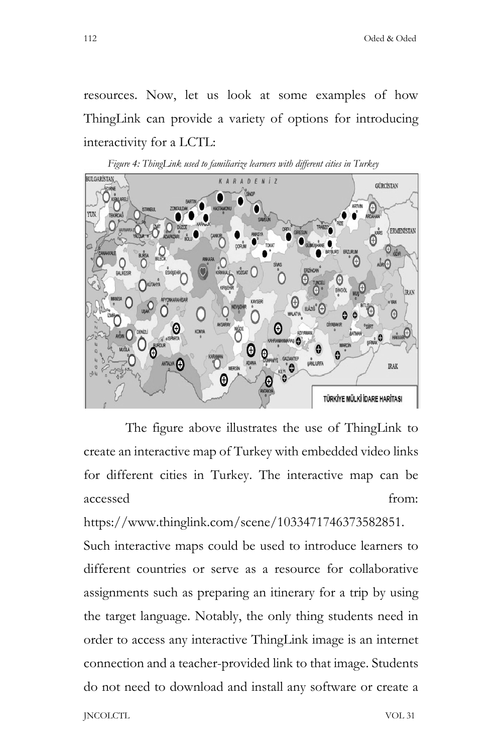resources. Now, let us look at some examples of how ThingLink can provide a variety of options for introducing interactivity for a LCTL:

*Figure 4: ThingLink used to familiarize learners with different cities in Turkey*

The figure above illustrates the use of ThingLink to create an interactive map of Turkey with embedded video links for different cities in Turkey. The interactive map can be accessed from: https://www.thinglink.com/scene/1033471746373582851. Such interactive maps could be used to introduce learners to different countries or serve as a resource for collaborative assignments such as preparing an itinerary for a trip by using the target language. Notably, the only thing students need in order to access any interactive ThingLink image is an internet connection and a teacher-provided link to that image. Students do not need to download and install any software or create a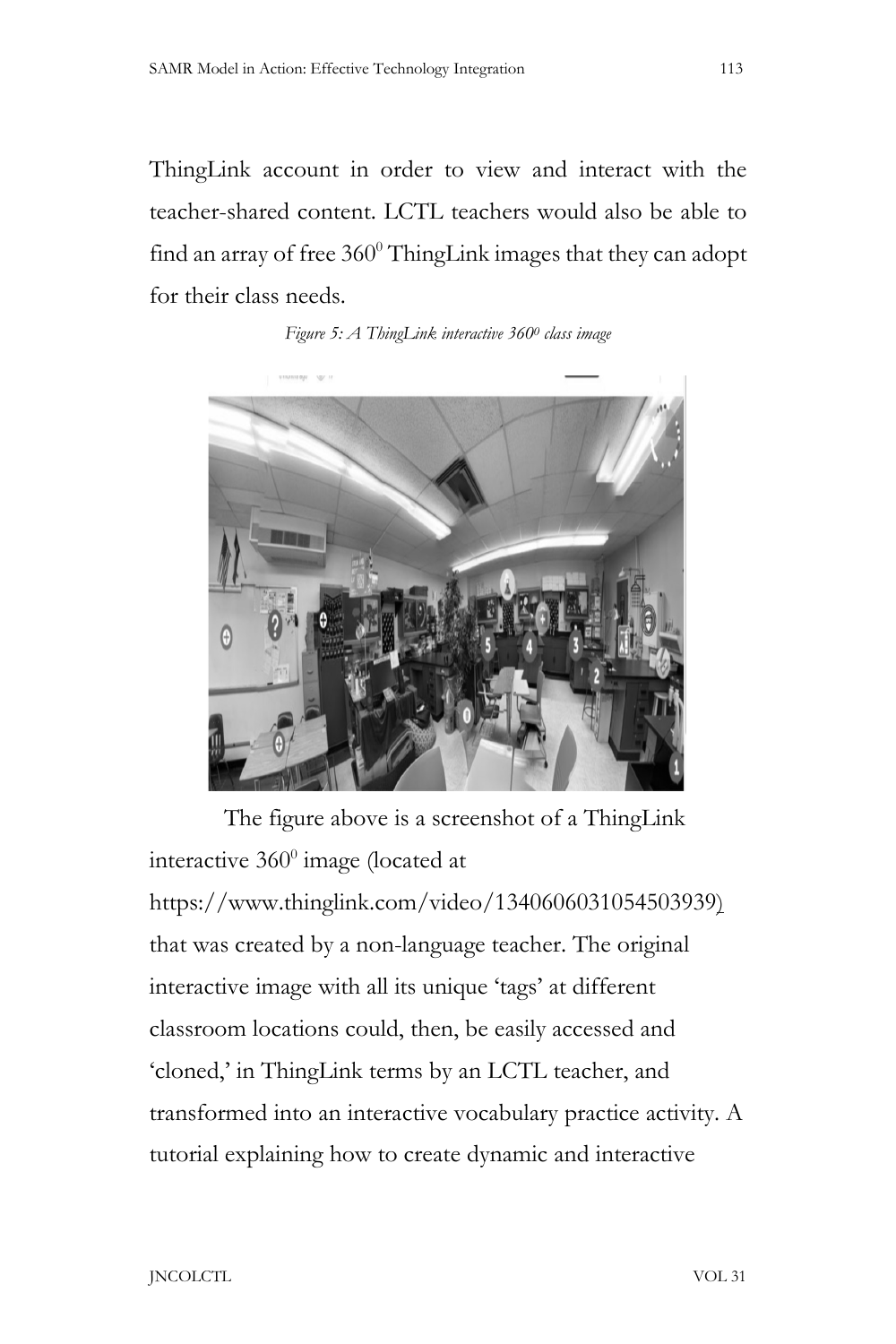ThingLink account in order to view and interact with the teacher-shared content. LCTL teachers would also be able to find an array of free $360^0$ ThingLink images that they can adopt for their class needs.

*Figure 5: A ThingLink interactive $360^0$ class image*

The figure above is a screenshot of a ThingLink interactive $360^0$ image (located at https://www.thinglink.com/video/1340606031054503939) that was created by a non-language teacher. The original interactive image with all its unique 'tags' at different classroom locations could, then, be easily accessed and 'cloned,' in ThingLink terms by an LCTL teacher, and transformed into an interactive vocabulary practice activity. A tutorial explaining how to create dynamic and interactive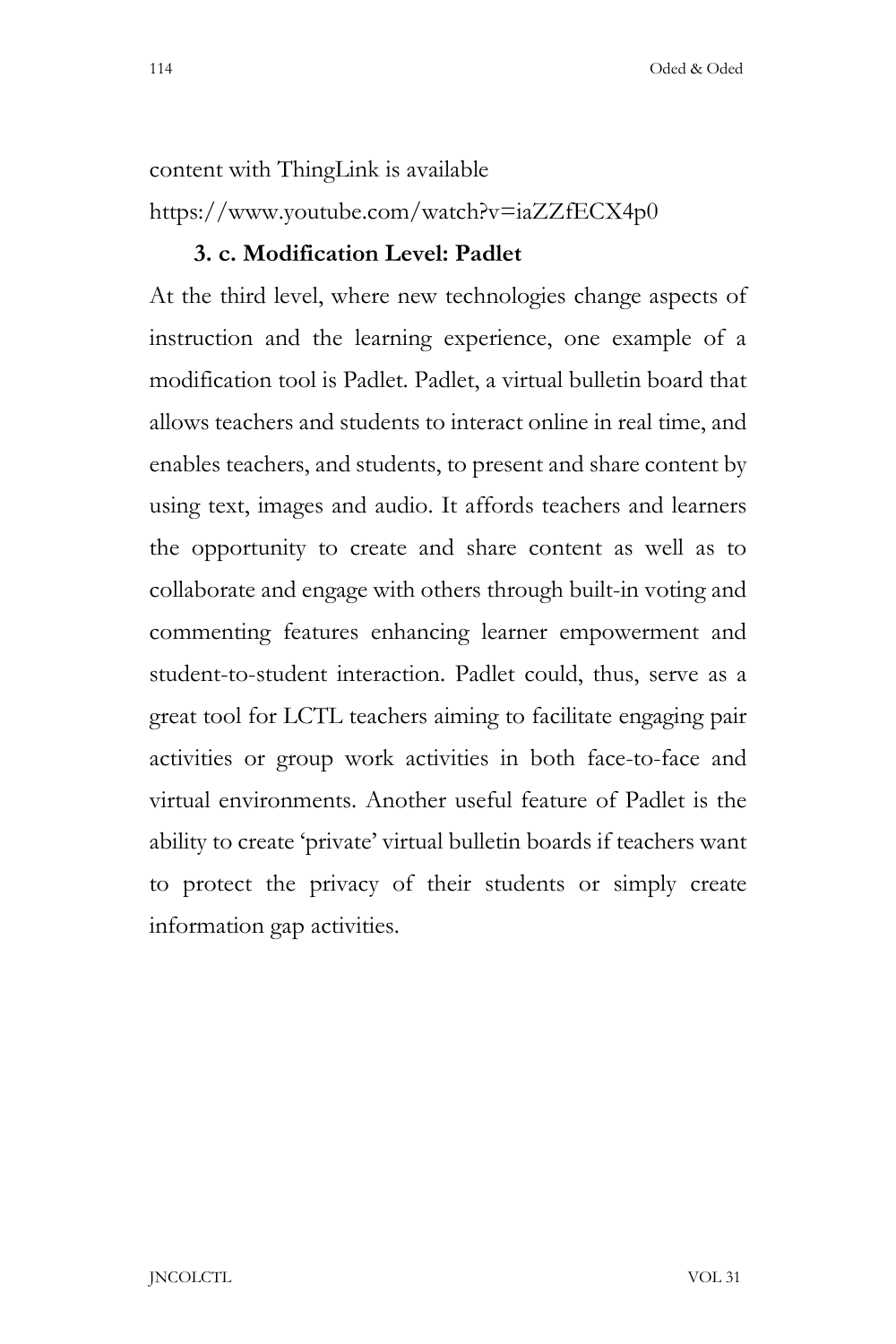content with ThingLink is available
https://www.youtube.com/watch?v=iaZZfECX4p0

### 3. c. Modification Level: Padlet

At the third level, where new technologies change aspects of instruction and the learning experience, one example of a modification tool is Padlet. Padlet, a virtual bulletin board that allows teachers and students to interact online in real time, and enables teachers, and students, to present and share content by using text, images and audio. It affords teachers and learners the opportunity to create and share content as well as to collaborate and engage with others through built-in voting and commenting features enhancing learner empowerment and student-to-student interaction. Padlet could, thus, serve as a great tool for LCTL teachers aiming to facilitate engaging pair activities or group work activities in both face-to-face and virtual environments. Another useful feature of Padlet is the ability to create 'private' virtual bulletin boards if teachers want to protect the privacy of their students or simply create information gap activities.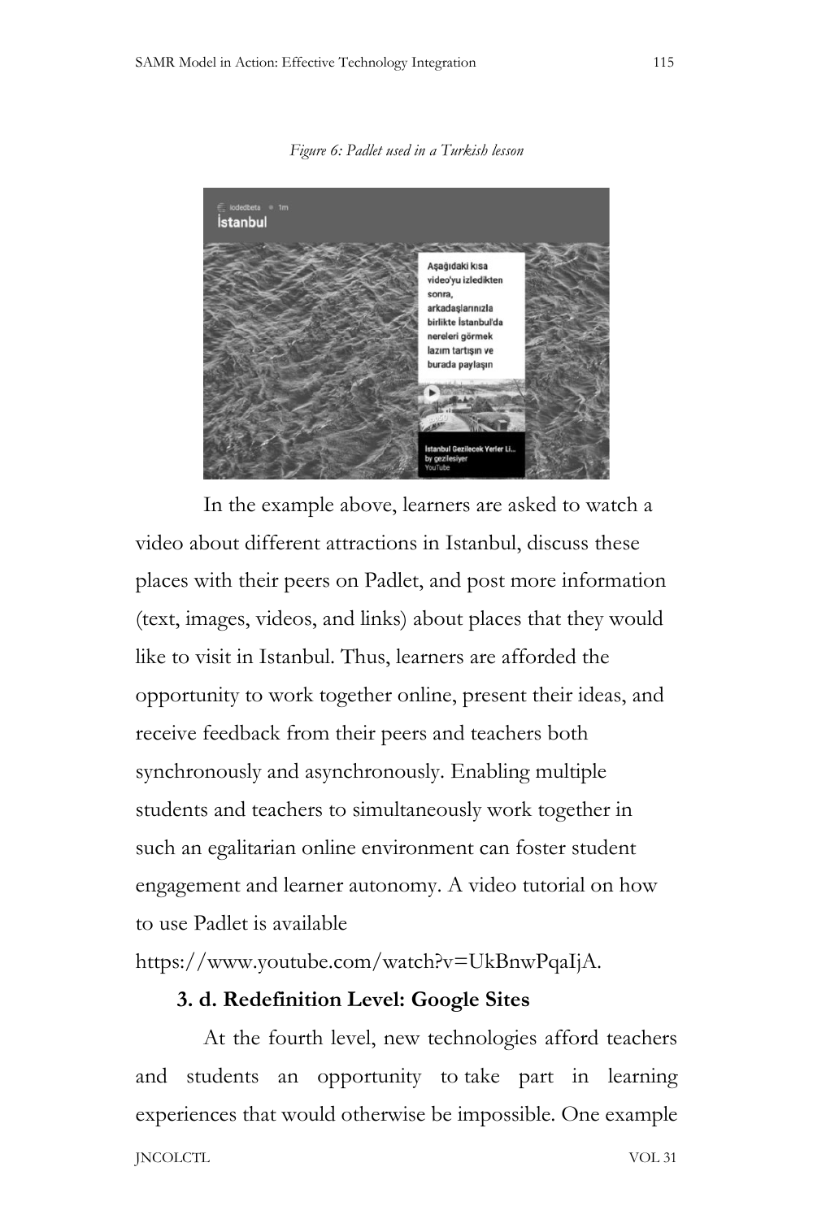*Figure 6: Padlet used in a Turkish lesson*

In the example above, learners are asked to watch a video about different attractions in Istanbul, discuss these places with their peers on Padlet, and post more information (text, images, videos, and links) about places that they would like to visit in Istanbul. Thus, learners are afforded the opportunity to work together online, present their ideas, and receive feedback from their peers and teachers both synchronously and asynchronously. Enabling multiple students and teachers to simultaneously work together in such an egalitarian online environment can foster student engagement and learner autonomy. A video tutorial on how to use Padlet is available https://www.youtube.com/watch?v=UkBnwPqaIjA.

### 3. d. Redefinition Level: Google Sites

At the fourth level, new technologies afford teachers and students an opportunity to take part in learning experiences that would otherwise be impossible. One example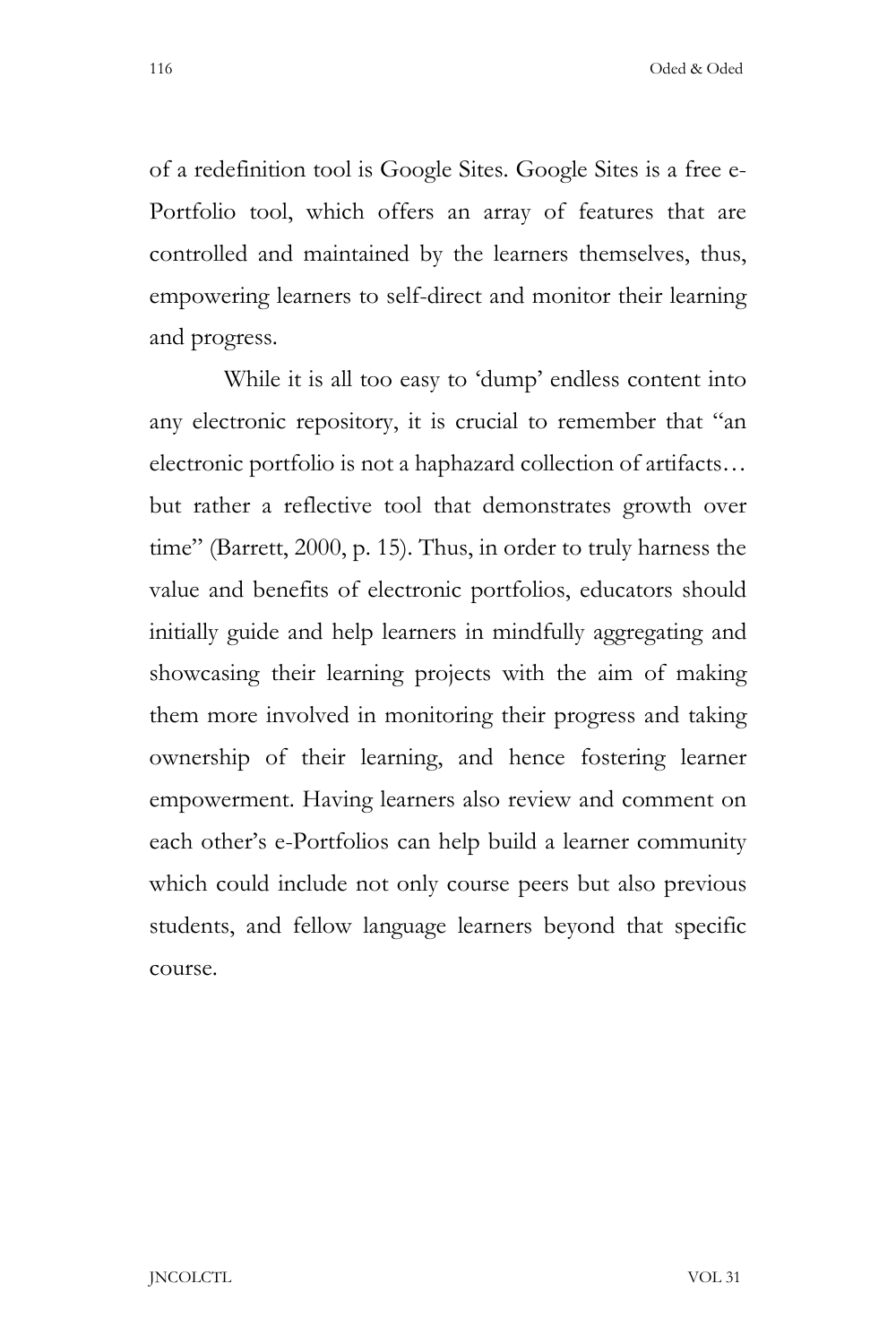of a redefinition tool is Google Sites. Google Sites is a free e-Portfolio tool, which offers an array of features that are controlled and maintained by the learners themselves, thus, empowering learners to self-direct and monitor their learning and progress.

While it is all too easy to 'dump' endless content into any electronic repository, it is crucial to remember that "an electronic portfolio is not a haphazard collection of artifacts… but rather a reflective tool that demonstrates growth over time" (Barrett, 2000, p. 15). Thus, in order to truly harness the value and benefits of electronic portfolios, educators should initially guide and help learners in mindfully aggregating and showcasing their learning projects with the aim of making them more involved in monitoring their progress and taking ownership of their learning, and hence fostering learner empowerment. Having learners also review and comment on each other's e-Portfolios can help build a learner community which could include not only course peers but also previous students, and fellow language learners beyond that specific course.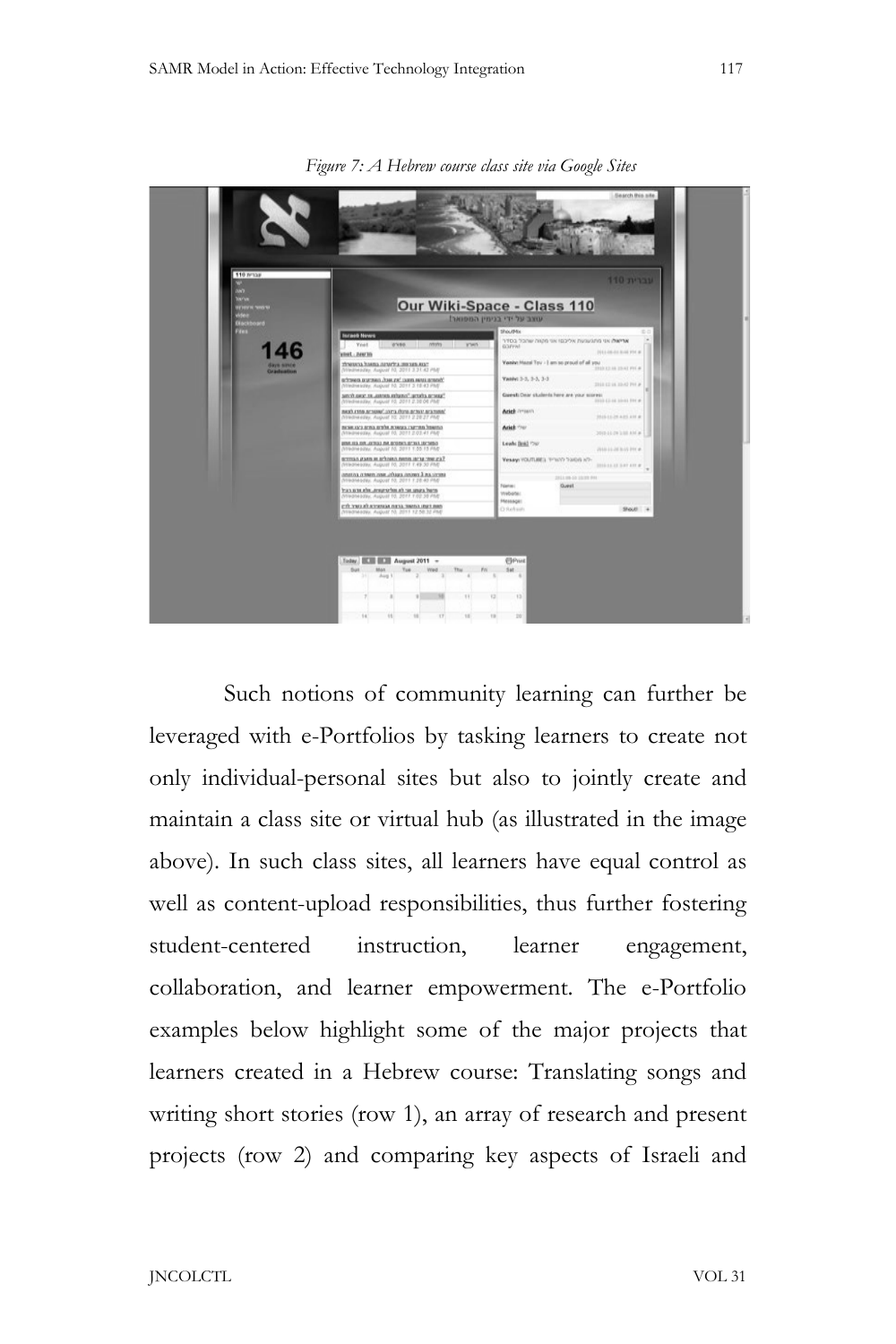*Figure 7: A Hebrew course class site via Google Sites*

Such notions of community learning can further be leveraged with e-Portfolios by tasking learners to create not only individual-personal sites but also to jointly create and maintain a class site or virtual hub (as illustrated in the image above). In such class sites, all learners have equal control as well as content-upload responsibilities, thus further fostering student-centered instruction, learner engagement, collaboration, and learner empowerment. The e-Portfolio examples below highlight some of the major projects that learners created in a Hebrew course: Translating songs and writing short stories (row 1), an array of research and present projects (row 2) and comparing key aspects of Israeli and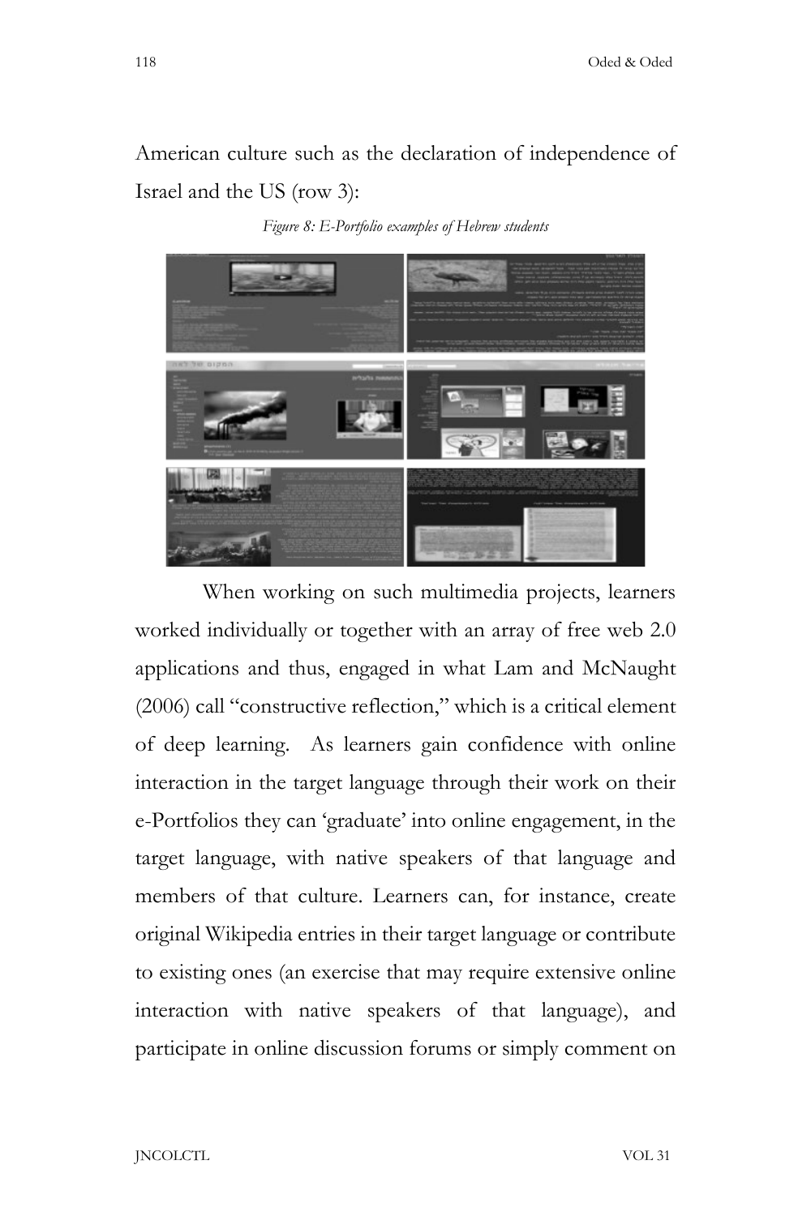American culture such as the declaration of independence of Israel and the US (row 3):

*Figure 8: E-Portfolio examples of Hebrew students*

When working on such multimedia projects, learners worked individually or together with an array of free web 2.0 applications and thus, engaged in what Lam and McNaught (2006) call "constructive reflection," which is a critical element of deep learning. As learners gain confidence with online interaction in the target language through their work on their e-Portfolios they can 'graduate' into online engagement, in the target language, with native speakers of that language and members of that culture. Learners can, for instance, create original Wikipedia entries in their target language or contribute to existing ones (an exercise that may require extensive online interaction with native speakers of that language), and participate in online discussion forums or simply comment on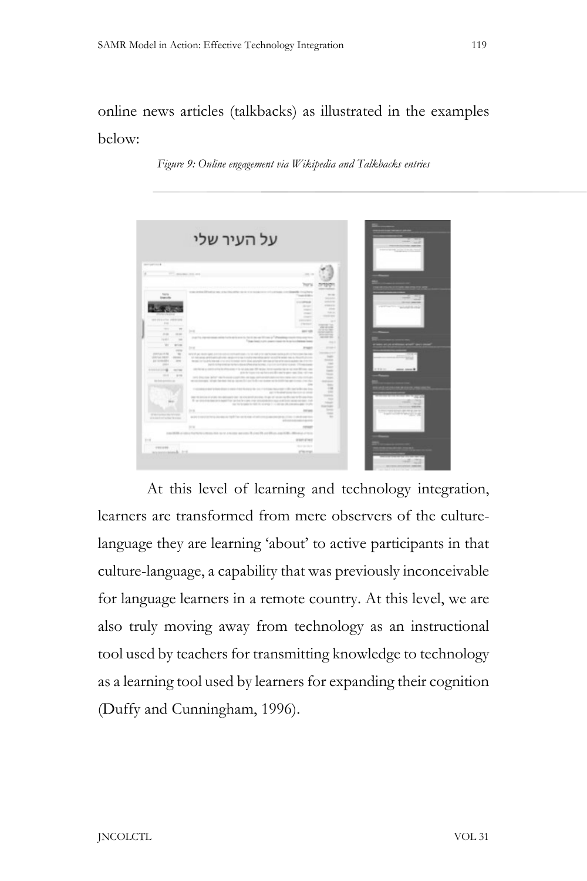online news articles (talkbacks) as illustrated in the examples below:

*Figure 9: Online engagement via Wikipedia and Talkbacks entries*

At this level of learning and technology integration, learners are transformed from mere observers of the culture-language they are learning 'about' to active participants in that culture-language, a capability that was previously inconceivable for language learners in a remote country. At this level, we are also truly moving away from technology as an instructional tool used by teachers for transmitting knowledge to technology as a learning tool used by learners for expanding their cognition (Duffy and Cunningham, 1996).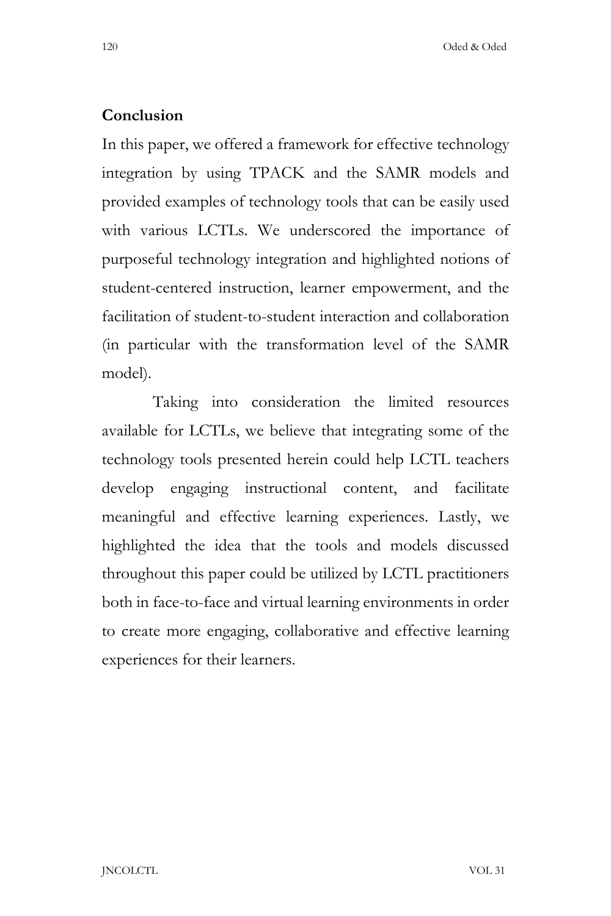## Conclusion

In this paper, we offered a framework for effective technology integration by using TPACK and the SAMR models and provided examples of technology tools that can be easily used with various LCTLs. We underscored the importance of purposeful technology integration and highlighted notions of student-centered instruction, learner empowerment, and the facilitation of student-to-student interaction and collaboration (in particular with the transformation level of the SAMR model).

Taking into consideration the limited resources available for LCTLs, we believe that integrating some of the technology tools presented herein could help LCTL teachers develop engaging instructional content, and facilitate meaningful and effective learning experiences. Lastly, we highlighted the idea that the tools and models discussed throughout this paper could be utilized by LCTL practitioners both in face-to-face and virtual learning environments in order to create more engaging, collaborative and effective learning experiences for their learners.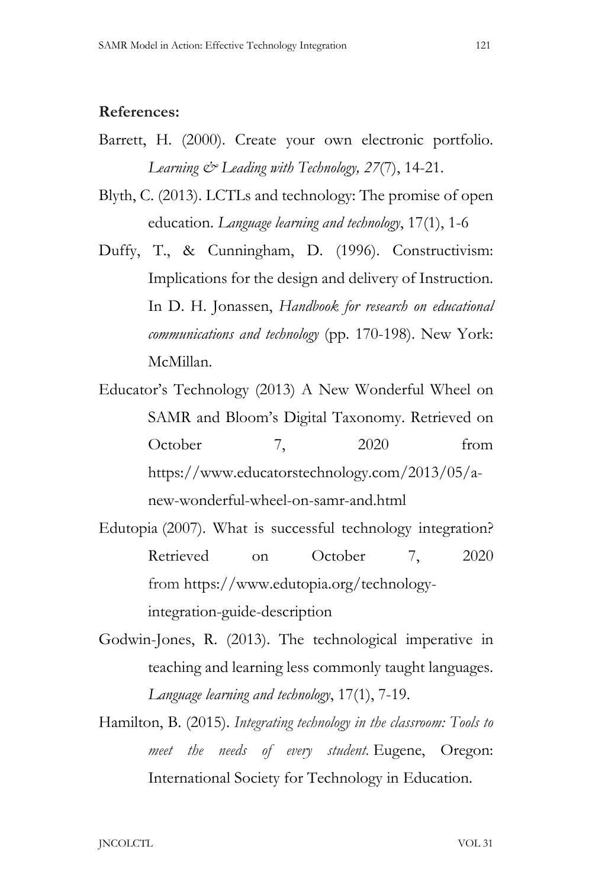**References:**

Barrett, H. (2000). Create your own electronic portfolio. *Learning & Leading with Technology, 27*(7), 14-21.

Blyth, C. (2013). LCTLs and technology: The promise of open education. *Language learning and technology*, 17(1), 1-6

Duffy, T., & Cunningham, D. (1996). Constructivism: Implications for the design and delivery of Instruction. In D. H. Jonassen, *Handbook for research on educational communications and technology* (pp. 170-198). New York: McMillan.

Educator's Technology (2013) A New Wonderful Wheel on SAMR and Bloom's Digital Taxonomy. Retrieved on October 7, 2020 from https://www.educatorstechnology.com/2013/05/a-new-wonderful-wheel-on-samr-and.html

Edutopia (2007). What is successful technology integration? Retrieved on October 7, 2020 from https://www.edutopia.org/technology-integration-guide-description

Godwin-Jones, R. (2013). The technological imperative in teaching and learning less commonly taught languages. *Language learning and technology*, 17(1), 7-19.

Hamilton, B. (2015). *Integrating technology in the classroom: Tools to meet the needs of every student.* Eugene, Oregon: International Society for Technology in Education.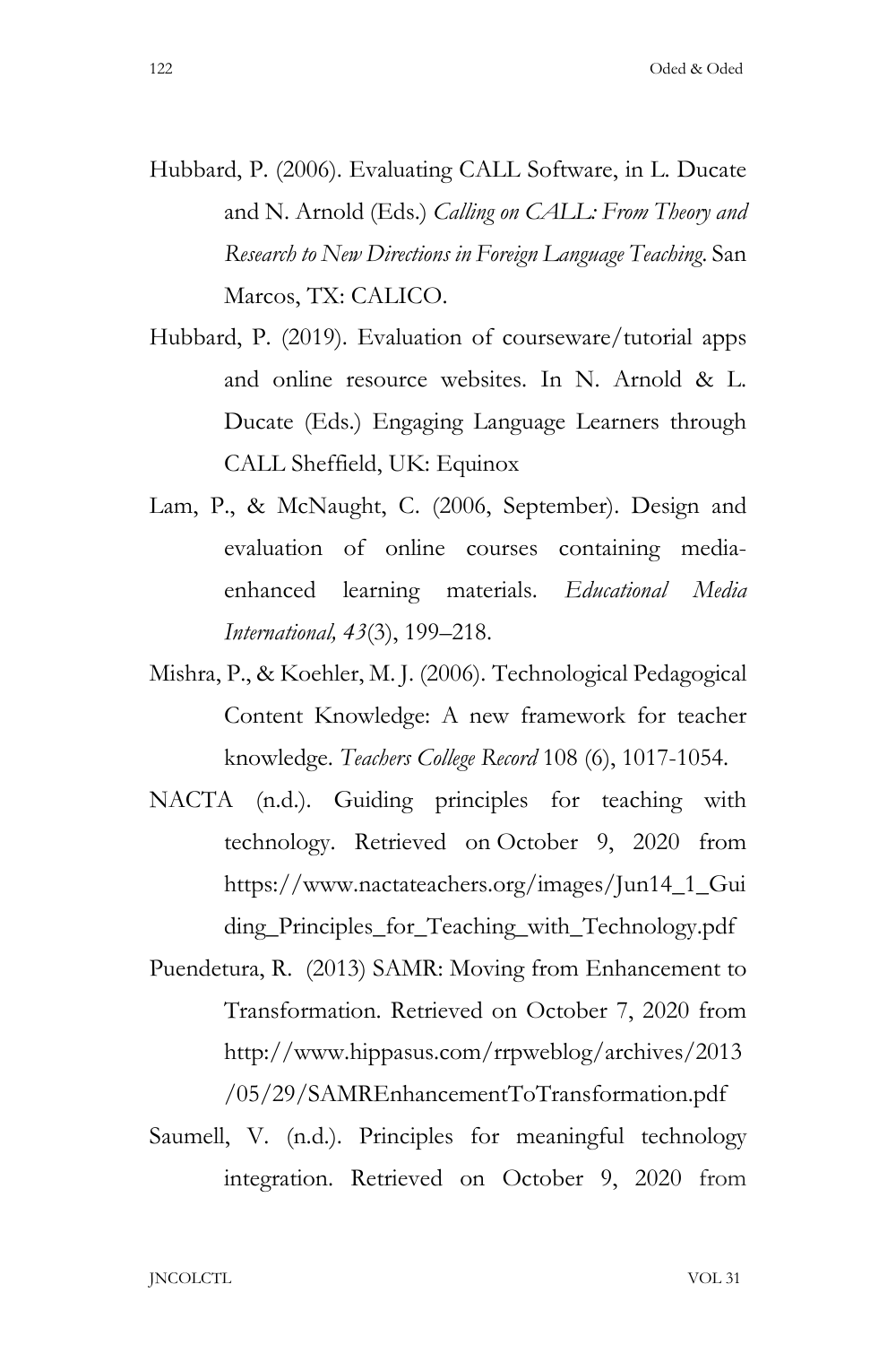Hubbard, P. (2006). Evaluating CALL Software, in L. Ducate and N. Arnold (Eds.) *Calling on CALL: From Theory and Research to New Directions in Foreign Language Teaching*. San Marcos, TX: CALICO.

Hubbard, P. (2019). Evaluation of courseware/tutorial apps and online resource websites. In N. Arnold & L. Ducate (Eds.) Engaging Language Learners through CALL Sheffield, UK: Equinox

Lam, P., & McNaught, C. (2006, September). Design and evaluation of online courses containing media-enhanced learning materials. *Educational Media International, 43*(3), 199–218.

Mishra, P., & Koehler, M. J. (2006). Technological Pedagogical Content Knowledge: A new framework for teacher knowledge. *Teachers College Record* 108 (6), 1017-1054.

NACTA (n.d.). Guiding principles for teaching with technology. Retrieved on October 9, 2020 from https://www.nactateachers.org/images/Jun14_1_Guiding_Principles_for_Teaching_with_Technology.pdf

Puendetura, R. (2013) SAMR: Moving from Enhancement to Transformation. Retrieved on October 7, 2020 from http://www.hippasus.com/rrpweblog/archives/2013/05/29/SAMREnhancementToTransformation.pdf

Saumell, V. (n.d.). Principles for meaningful technology integration. Retrieved on October 9, 2020 from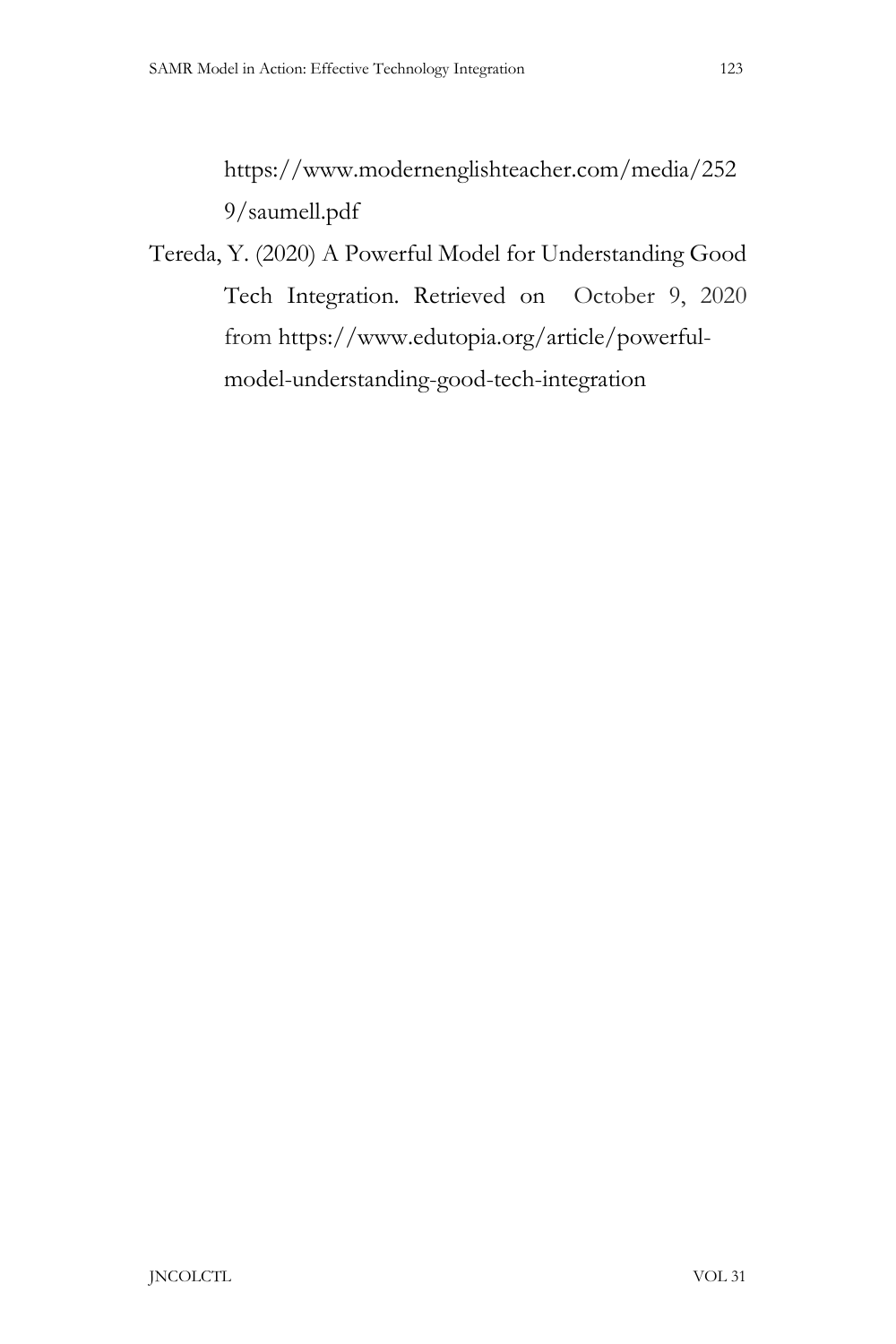https://www.modernenglishteacher.com/media/2529/saumell.pdf

Tereda, Y. (2020) A Powerful Model for Understanding Good Tech Integration. Retrieved on October 9, 2020 from https://www.edutopia.org/article/powerful-model-understanding-good-tech-integration